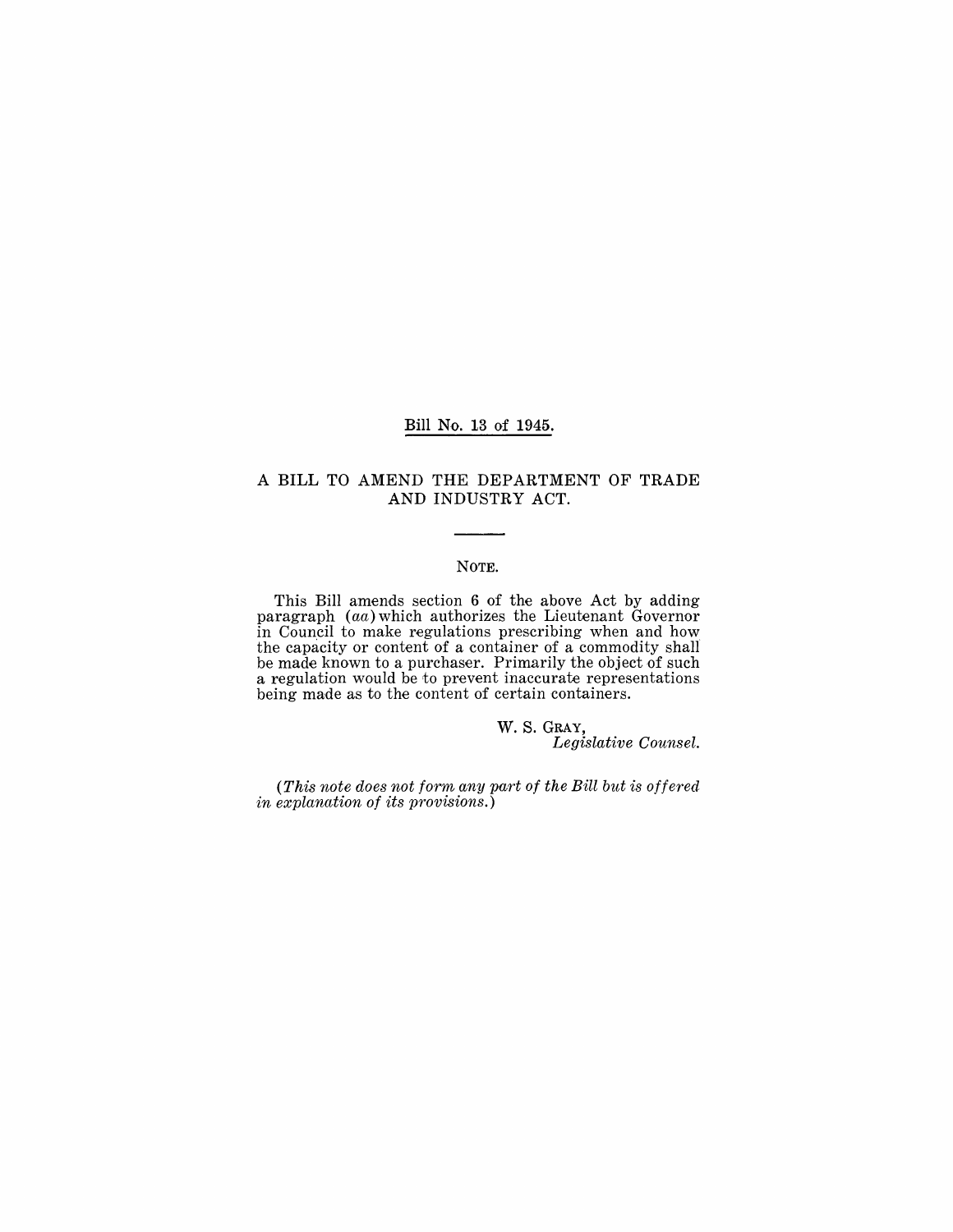Bill No. 13 of 1945.

# A BILL TO AMEND THE DEPARTMENT OF TRADE AND INDUSTRY ACT.

NOTE.

This Bill amends section 6 of the above Act by adding paragraph (*aa*) which authorizes the Lieutenant Governor in Council to make regulations prescribing when and how the capacity or content of a container of a commodity shall be made known to a purchaser. Primarily the object of such a regulation would be to prevent inaccurate representations being made as to the content of certain containers.

W. S. GRAY,
*Legislative Counsel.*

(*This note does not form any part of the Bill but is offered in explanation of its provisions.*)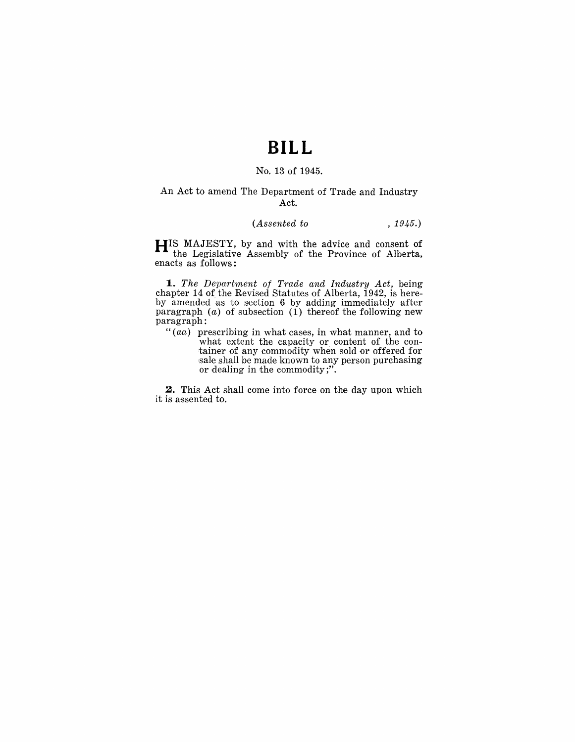# BILL

No. 13 of 1945.

An Act to amend The Department of Trade and Industry Act.

*(Assented to , 1945.)*

HIS MAJESTY, by and with the advice and consent of the Legislative Assembly of the Province of Alberta, enacts as follows:

**1.** *The Department of Trade and Industry Act,* being chapter 14 of the Revised Statutes of Alberta, 1942, is hereby amended as to section 6 by adding immediately after paragraph (*a*) of subsection (1) thereof the following new paragraph:

"(*aa*) prescribing in what cases, in what manner, and to what extent the capacity or content of the container of any commodity when sold or offered for sale shall be made known to any person purchasing or dealing in the commodity;".

**2.** This Act shall come into force on the day upon which it is assented to.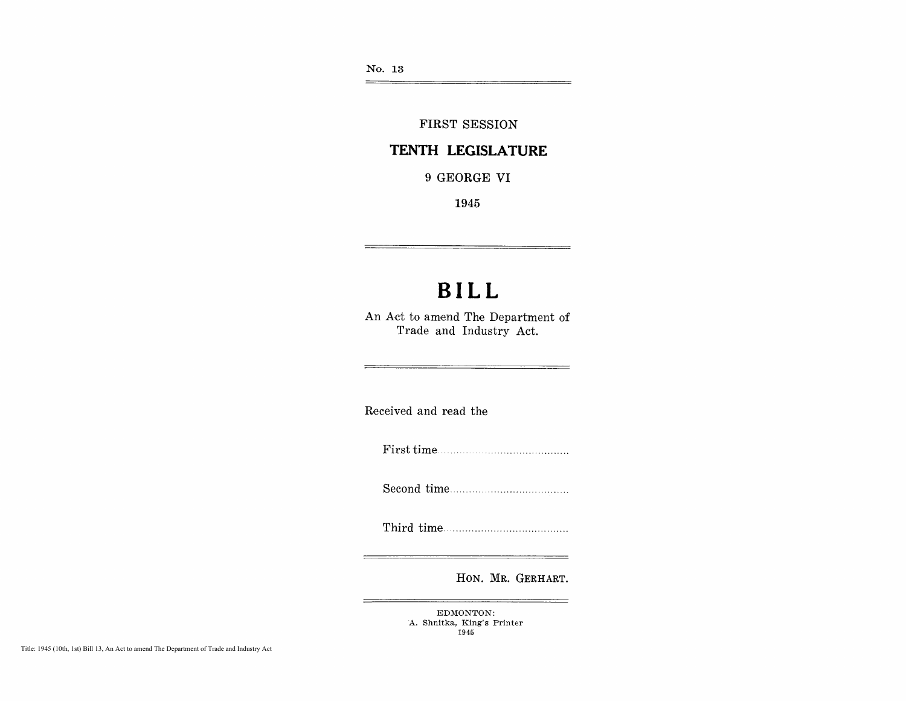No. 13

FIRST SESSION

# TENTH LEGISLATURE

9 GEORGE VI

1945

# BILL

An Act to amend The Department of Trade and Industry Act.

Received and read the

First time..........................................

Second time......................................

Third time........................................

HON. MR. GERHART.

EDMONTON:
A. Shnitka, King's Printer
1945

Title: 1945 (10th, 1st) Bill 13, An Act to amend The Department of Trade and Industry Act